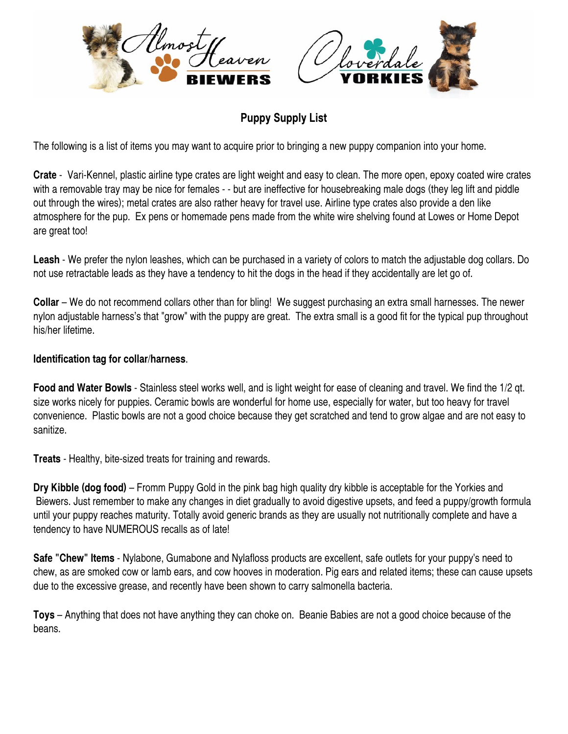Almost Heaven BIEWERS — Cloverdale YORKIES

# Puppy Supply List

The following is a list of items you may want to acquire prior to bringing a new puppy companion into your home.

**Crate** - Vari-Kennel, plastic airline type crates are light weight and easy to clean. The more open, epoxy coated wire crates with a removable tray may be nice for females - - but are ineffective for housebreaking male dogs (they leg lift and piddle out through the wires); metal crates are also rather heavy for travel use. Airline type crates also provide a den like atmosphere for the pup. Ex pens or homemade pens made from the white wire shelving found at Lowes or Home Depot are great too!

**Leash** - We prefer the nylon leashes, which can be purchased in a variety of colors to match the adjustable dog collars. Do not use retractable leads as they have a tendency to hit the dogs in the head if they accidentally are let go of.

**Collar** – We do not recommend collars other than for bling! We suggest purchasing an extra small harnesses. The newer nylon adjustable harness's that "grow" with the puppy are great. The extra small is a good fit for the typical pup throughout his/her lifetime.

**Identification tag for collar/harness**.

**Food and Water Bowls** - Stainless steel works well, and is light weight for ease of cleaning and travel. We find the 1/2 qt. size works nicely for puppies. Ceramic bowls are wonderful for home use, especially for water, but too heavy for travel convenience. Plastic bowls are not a good choice because they get scratched and tend to grow algae and are not easy to sanitize.

**Treats** - Healthy, bite-sized treats for training and rewards.

**Dry Kibble (dog food)** – Fromm Puppy Gold in the pink bag high quality dry kibble is acceptable for the Yorkies and Biewers. Just remember to make any changes in diet gradually to avoid digestive upsets, and feed a puppy/growth formula until your puppy reaches maturity. Totally avoid generic brands as they are usually not nutritionally complete and have a tendency to have NUMEROUS recalls as of late!

**Safe "Chew" Items** - Nylabone, Gumabone and Nylafloss products are excellent, safe outlets for your puppy's need to chew, as are smoked cow or lamb ears, and cow hooves in moderation. Pig ears and related items; these can cause upsets due to the excessive grease, and recently have been shown to carry salmonella bacteria.

**Toys** – Anything that does not have anything they can choke on. Beanie Babies are not a good choice because of the beans.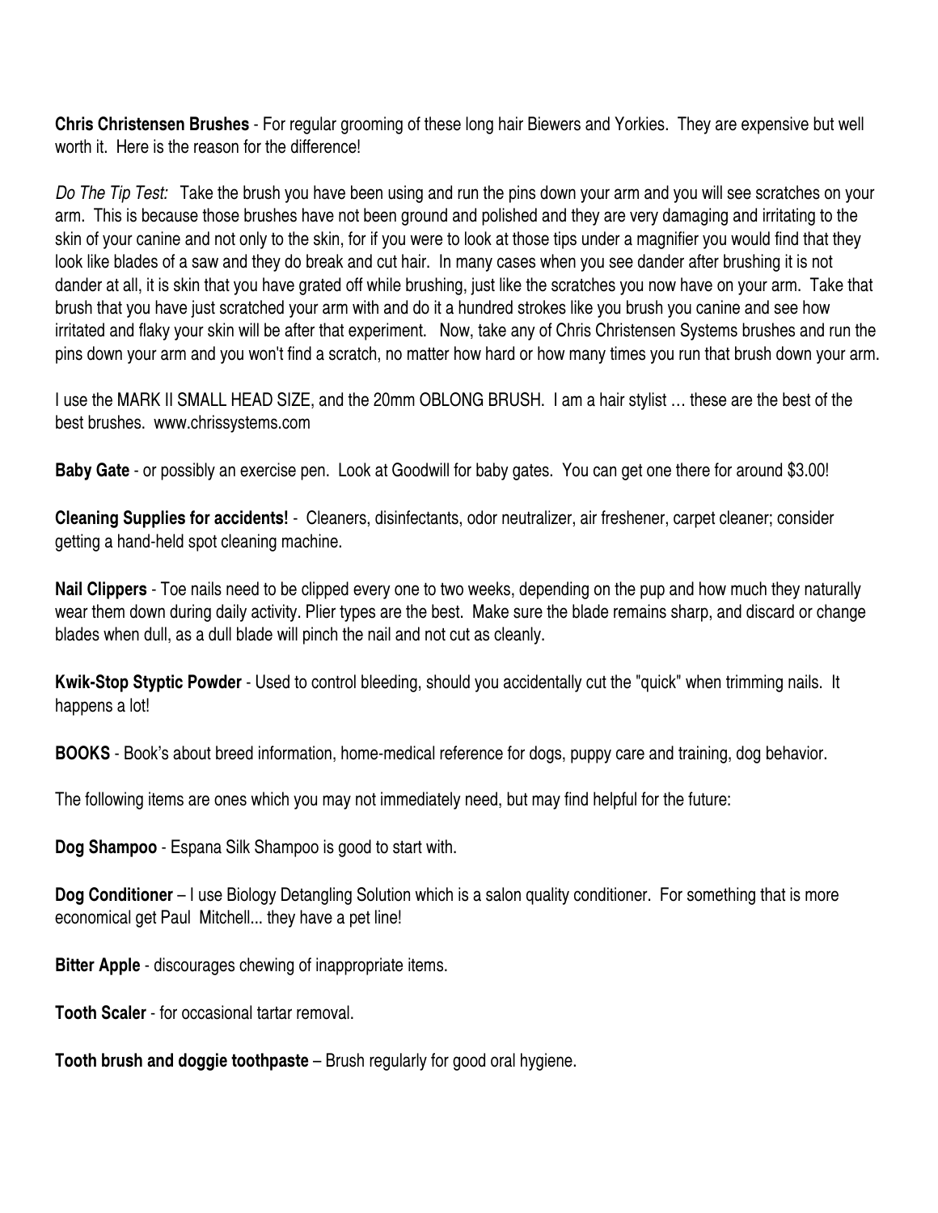**Chris Christensen Brushes** - For regular grooming of these long hair Biewers and Yorkies. They are expensive but well worth it. Here is the reason for the difference!

*Do The Tip Test:* Take the brush you have been using and run the pins down your arm and you will see scratches on your arm. This is because those brushes have not been ground and polished and they are very damaging and irritating to the skin of your canine and not only to the skin, for if you were to look at those tips under a magnifier you would find that they look like blades of a saw and they do break and cut hair. In many cases when you see dander after brushing it is not dander at all, it is skin that you have grated off while brushing, just like the scratches you now have on your arm. Take that brush that you have just scratched your arm with and do it a hundred strokes like you brush you canine and see how irritated and flaky your skin will be after that experiment. Now, take any of Chris Christensen Systems brushes and run the pins down your arm and you won't find a scratch, no matter how hard or how many times you run that brush down your arm.

I use the MARK II SMALL HEAD SIZE, and the 20mm OBLONG BRUSH. I am a hair stylist … these are the best of the best brushes. www.chrissystems.com

**Baby Gate** - or possibly an exercise pen. Look at Goodwill for baby gates. You can get one there for around $3.00!

**Cleaning Supplies for accidents!** - Cleaners, disinfectants, odor neutralizer, air freshener, carpet cleaner; consider getting a hand-held spot cleaning machine.

**Nail Clippers** - Toe nails need to be clipped every one to two weeks, depending on the pup and how much they naturally wear them down during daily activity. Plier types are the best. Make sure the blade remains sharp, and discard or change blades when dull, as a dull blade will pinch the nail and not cut as cleanly.

**Kwik-Stop Styptic Powder** - Used to control bleeding, should you accidentally cut the "quick" when trimming nails. It happens a lot!

**BOOKS** - Book's about breed information, home-medical reference for dogs, puppy care and training, dog behavior.

The following items are ones which you may not immediately need, but may find helpful for the future:

**Dog Shampoo** - Espana Silk Shampoo is good to start with.

**Dog Conditioner** – I use Biology Detangling Solution which is a salon quality conditioner. For something that is more economical get Paul Mitchell... they have a pet line!

**Bitter Apple** - discourages chewing of inappropriate items.

**Tooth Scaler** - for occasional tartar removal.

**Tooth brush and doggie toothpaste** – Brush regularly for good oral hygiene.